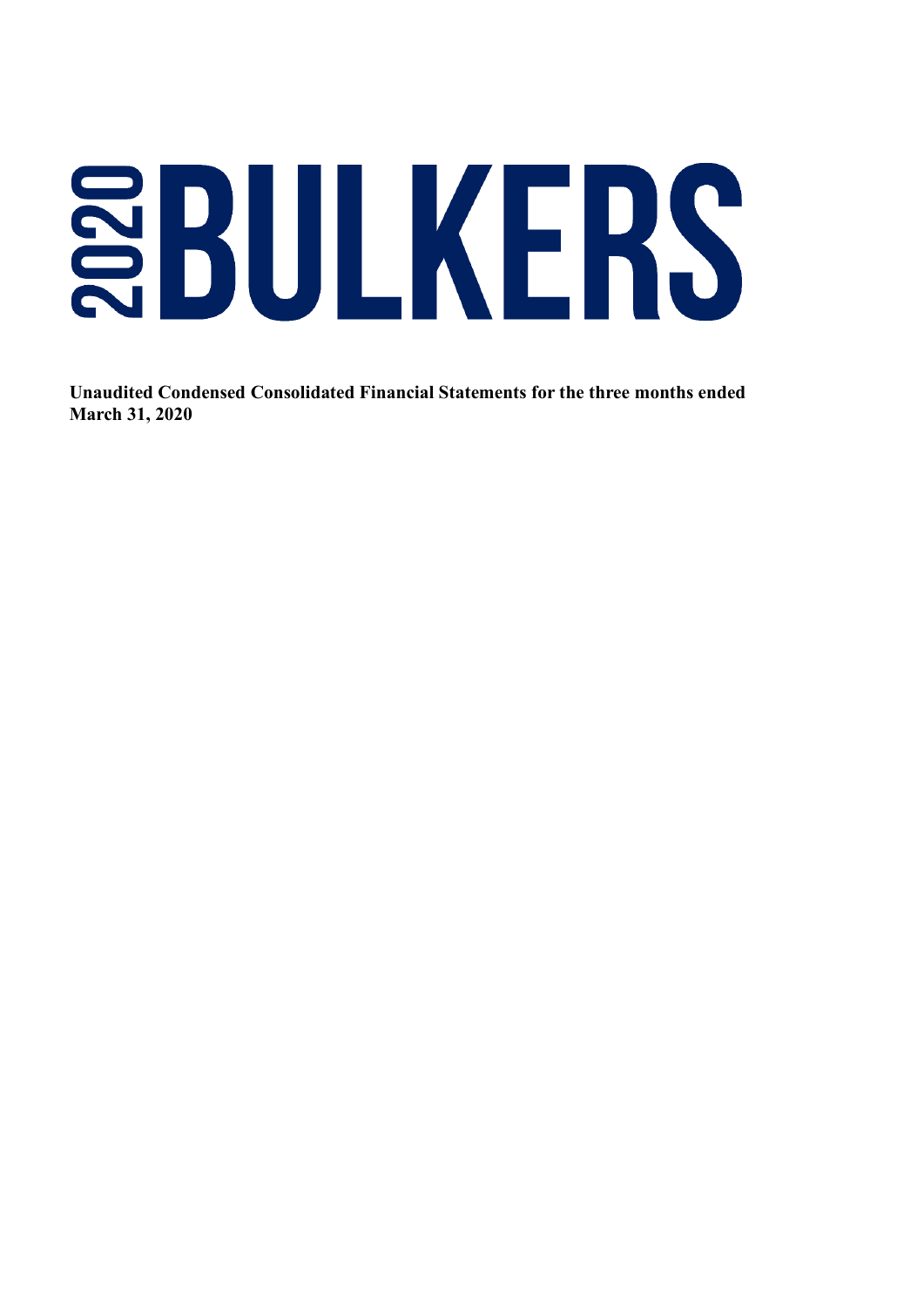# 2020 BULKERS

**Unaudited Condensed Consolidated Financial Statements for the three months ended March 31, 2020**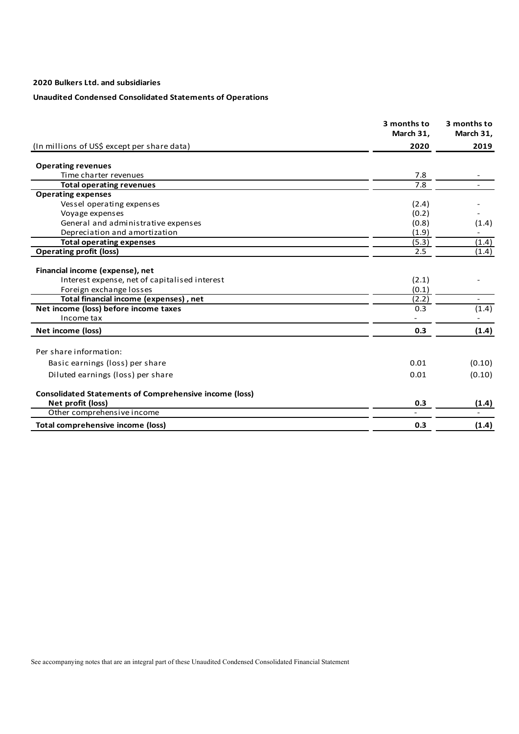**2020 Bulkers Ltd. and subsidiaries**

**Unaudited Condensed Consolidated Statements of Operations**

| (In millions of US$ except per share data) | 3 months to March 31, 2020 | 3 months to March 31, 2019 |
|---|---|---|
| **Operating revenues** | | |
| Time charter revenues | 7.8 | - |
| **Total operating revenues** | 7.8 | - |
| **Operating expenses** | | |
| Vessel operating expenses | (2.4) | - |
| Voyage expenses | (0.2) | - |
| General and administrative expenses | (0.8) | (1.4) |
| Depreciation and amortization | (1.9) | - |
| **Total operating expenses** | (5.3) | (1.4) |
| **Operating profit (loss)** | 2.5 | (1.4) |
| **Financial income (expense), net** | | |
| Interest expense, net of capitalised interest | (2.1) | - |
| Foreign exchange losses | (0.1) | |
| **Total financial income (expenses) , net** | (2.2) | - |
| **Net income (loss) before income taxes** | 0.3 | (1.4) |
| Income tax | - | - |
| **Net income (loss)** | **0.3** | **(1.4)** |
| Per share information: | | |
| Basic earnings (loss) per share | 0.01 | (0.10) |
| Diluted earnings (loss) per share | 0.01 | (0.10) |
| **Consolidated Statements of Comprehensive income (loss)** | | |
| **Net profit (loss)** | **0.3** | **(1.4)** |
| Other comprehensive income | - | - |
| **Total comprehensive income (loss)** | **0.3** | **(1.4)** |

See accompanying notes that are an integral part of these Unaudited Condensed Consolidated Financial Statement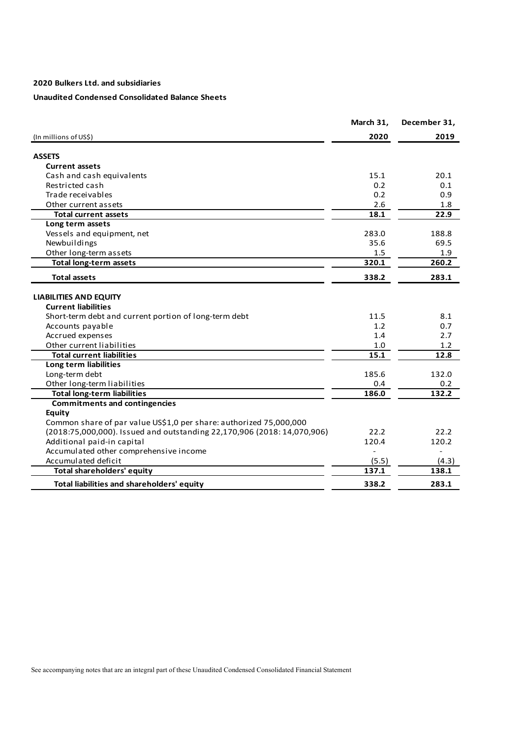**2020 Bulkers Ltd. and subsidiaries**

**Unaudited Condensed Consolidated Balance Sheets**

| (In millions of US$) | March 31, 2020 | December 31, 2019 |
|---|---|---|
| **ASSETS** | | |
| **Current assets** | | |
| Cash and cash equivalents | 15.1 | 20.1 |
| Restricted cash | 0.2 | 0.1 |
| Trade receivables | 0.2 | 0.9 |
| Other current assets | 2.6 | 1.8 |
| **Total current assets** | **18.1** | **22.9** |
| **Long term assets** | | |
| Vessels and equipment, net | 283.0 | 188.8 |
| Newbuildings | 35.6 | 69.5 |
| Other long-term assets | 1.5 | 1.9 |
| **Total long-term assets** | **320.1** | **260.2** |
| **Total assets** | **338.2** | **283.1** |
| **LIABILITIES AND EQUITY** | | |
| **Current liabilities** | | |
| Short-term debt and current portion of long-term debt | 11.5 | 8.1 |
| Accounts payable | 1.2 | 0.7 |
| Accrued expenses | 1.4 | 2.7 |
| Other current liabilities | 1.0 | 1.2 |
| **Total current liabilities** | **15.1** | **12.8** |
| **Long term liabilities** | | |
| Long-term debt | 185.6 | 132.0 |
| Other long-term liabilities | 0.4 | 0.2 |
| **Total long-term liabilities** | **186.0** | **132.2** |
| **Commitments and contingencies** | | |
| **Equity** | | |
| Common share of par value US$1,0 per share: authorized 75,000,000 (2018:75,000,000). Issued and outstanding 22,170,906 (2018: 14,070,906) | 22.2 | 22.2 |
| Additional paid-in capital | 120.4 | 120.2 |
| Accumulated other comprehensive income | - | - |
| Accumulated deficit | (5.5) | (4.3) |
| **Total shareholders' equity** | **137.1** | **138.1** |
| **Total liabilities and shareholders' equity** | **338.2** | **283.1** |

See accompanying notes that are an integral part of these Unaudited Condensed Consolidated Financial Statement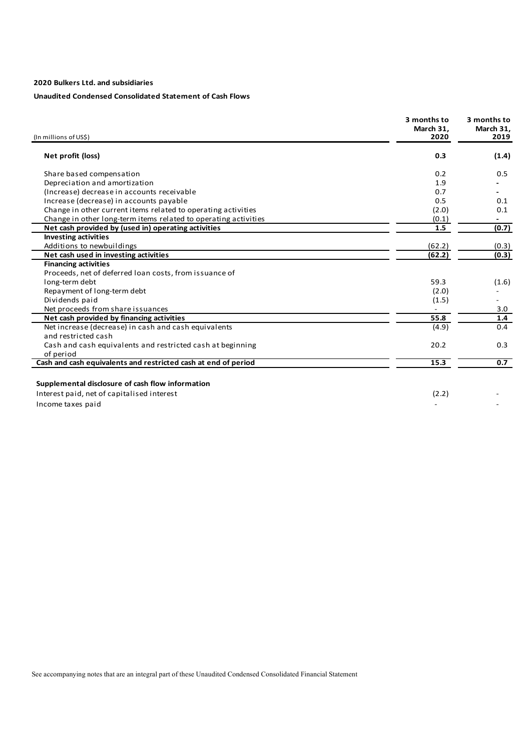**2020 Bulkers Ltd. and subsidiaries**

**Unaudited Condensed Consolidated Statement of Cash Flows**

| (In millions of US$) | 3 months to March 31, 2020 | 3 months to March 31, 2019 |
|---|---|---|
| **Net profit (loss)** | **0.3** | **(1.4)** |
| Share based compensation | 0.2 | 0.5 |
| Depreciation and amortization | 1.9 | - |
| (Increase) decrease in accounts receivable | 0.7 | - |
| Increase (decrease) in accounts payable | 0.5 | 0.1 |
| Change in other current items related to operating activities | (2.0) | 0.1 |
| Change in other long-term items related to operating activities | (0.1) | - |
| **Net cash provided by (used in) operating activities** | **1.5** | **(0.7)** |
| **Investing activities** | | |
| Additions to newbuildings | (62.2) | (0.3) |
| **Net cash used in investing activities** | **(62.2)** | **(0.3)** |
| **Financing activities** | | |
| Proceeds, net of deferred loan costs, from issuance of long-term debt | 59.3 | (1.6) |
| Repayment of long-term debt | (2.0) | - |
| Dividends paid | (1.5) | - |
| Net proceeds from share issuances | - | 3.0 |
| **Net cash provided by financing activities** | **55.8** | **1.4** |
| Net increase (decrease) in cash and cash equivalents and restricted cash | (4.9) | 0.4 |
| Cash and cash equivalents and restricted cash at beginning of period | 20.2 | 0.3 |
| **Cash and cash equivalents and restricted cash at end of period** | **15.3** | **0.7** |

**Supplemental disclosure of cash flow information**

| | | |
|---|---|---|
| Interest paid, net of capitalised interest | (2.2) | - |
| Income taxes paid | - | - |

See accompanying notes that are an integral part of these Unaudited Condensed Consolidated Financial Statement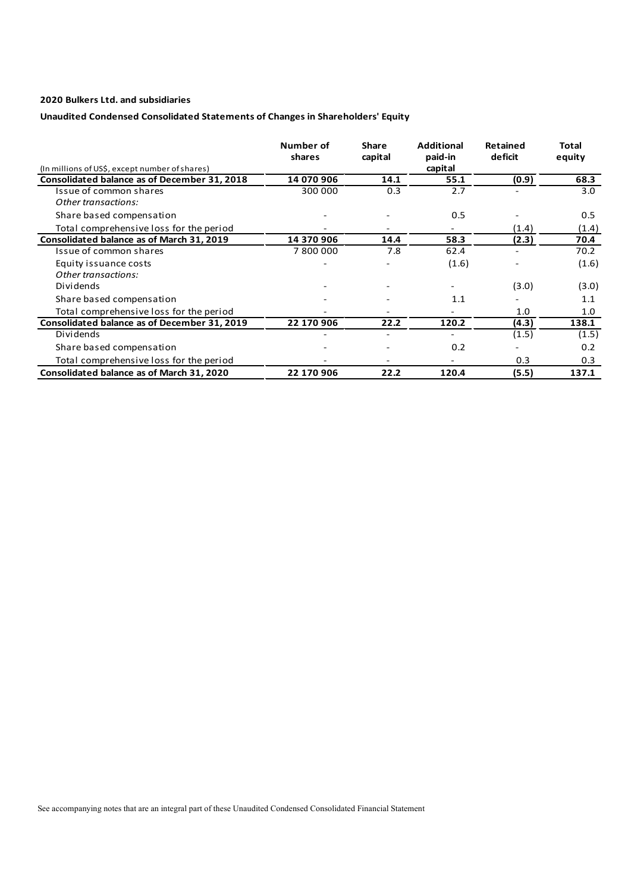**2020 Bulkers Ltd. and subsidiaries**

**Unaudited Condensed Consolidated Statements of Changes in Shareholders' Equity**

| (In millions of US$, except number of shares) | Number of shares | Share capital | Additional paid-in capital | Retained deficit | Total equity |
|---|---|---|---|---|---|
| **Consolidated balance as of December 31, 2018** | **14 070 906** | **14.1** | **55.1** | **(0.9)** | **68.3** |
| Issue of common shares | 300 000 | 0.3 | 2.7 | - | 3.0 |
| *Other transactions:* | | | | | |
| Share based compensation | - | - | 0.5 | - | 0.5 |
| Total comprehensive loss for the period | - | - | - | (1.4) | (1.4) |
| **Consolidated balance as of March 31, 2019** | **14 370 906** | **14.4** | **58.3** | **(2.3)** | **70.4** |
| Issue of common shares | 7 800 000 | 7.8 | 62.4 | - | 70.2 |
| Equity issuance costs | - | - | (1.6) | - | (1.6) |
| *Other transactions:* | | | | | |
| Dividends | - | - | - | (3.0) | (3.0) |
| Share based compensation | - | - | 1.1 | - | 1.1 |
| Total comprehensive loss for the period | - | - | - | 1.0 | 1.0 |
| **Consolidated balance as of December 31, 2019** | **22 170 906** | **22.2** | **120.2** | **(4.3)** | **138.1** |
| Dividends | - | - | - | (1.5) | (1.5) |
| Share based compensation | - | - | 0.2 | - | 0.2 |
| Total comprehensive loss for the period | - | - | - | 0.3 | 0.3 |
| **Consolidated balance as of March 31, 2020** | **22 170 906** | **22.2** | **120.4** | **(5.5)** | **137.1** |

See accompanying notes that are an integral part of these Unaudited Condensed Consolidated Financial Statement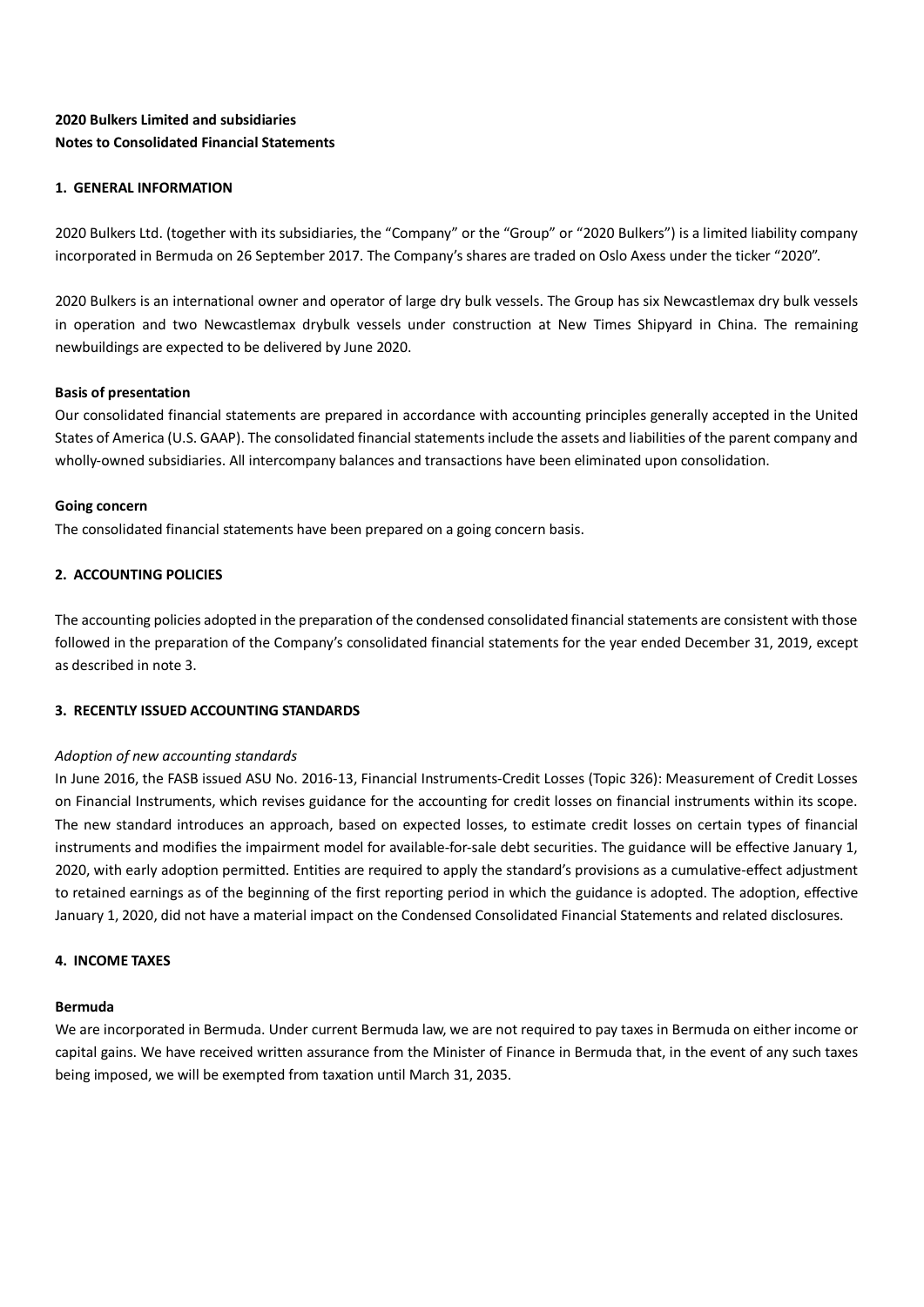**2020 Bulkers Limited and subsidiaries**
**Notes to Consolidated Financial Statements**

## 1. GENERAL INFORMATION

2020 Bulkers Ltd. (together with its subsidiaries, the "Company" or the "Group" or "2020 Bulkers") is a limited liability company incorporated in Bermuda on 26 September 2017. The Company's shares are traded on Oslo Axess under the ticker "2020".

2020 Bulkers is an international owner and operator of large dry bulk vessels. The Group has six Newcastlemax dry bulk vessels in operation and two Newcastlemax drybulk vessels under construction at New Times Shipyard in China. The remaining newbuildings are expected to be delivered by June 2020.

### Basis of presentation

Our consolidated financial statements are prepared in accordance with accounting principles generally accepted in the United States of America (U.S. GAAP). The consolidated financial statements include the assets and liabilities of the parent company and wholly-owned subsidiaries. All intercompany balances and transactions have been eliminated upon consolidation.

### Going concern

The consolidated financial statements have been prepared on a going concern basis.

## 2. ACCOUNTING POLICIES

The accounting policies adopted in the preparation of the condensed consolidated financial statements are consistent with those followed in the preparation of the Company's consolidated financial statements for the year ended December 31, 2019, except as described in note 3.

## 3. RECENTLY ISSUED ACCOUNTING STANDARDS

*Adoption of new accounting standards*

In June 2016, the FASB issued ASU No. 2016-13, Financial Instruments-Credit Losses (Topic 326): Measurement of Credit Losses on Financial Instruments, which revises guidance for the accounting for credit losses on financial instruments within its scope. The new standard introduces an approach, based on expected losses, to estimate credit losses on certain types of financial instruments and modifies the impairment model for available-for-sale debt securities. The guidance will be effective January 1, 2020, with early adoption permitted. Entities are required to apply the standard's provisions as a cumulative-effect adjustment to retained earnings as of the beginning of the first reporting period in which the guidance is adopted. The adoption, effective January 1, 2020, did not have a material impact on the Condensed Consolidated Financial Statements and related disclosures.

## 4. INCOME TAXES

### Bermuda

We are incorporated in Bermuda. Under current Bermuda law, we are not required to pay taxes in Bermuda on either income or capital gains. We have received written assurance from the Minister of Finance in Bermuda that, in the event of any such taxes being imposed, we will be exempted from taxation until March 31, 2035.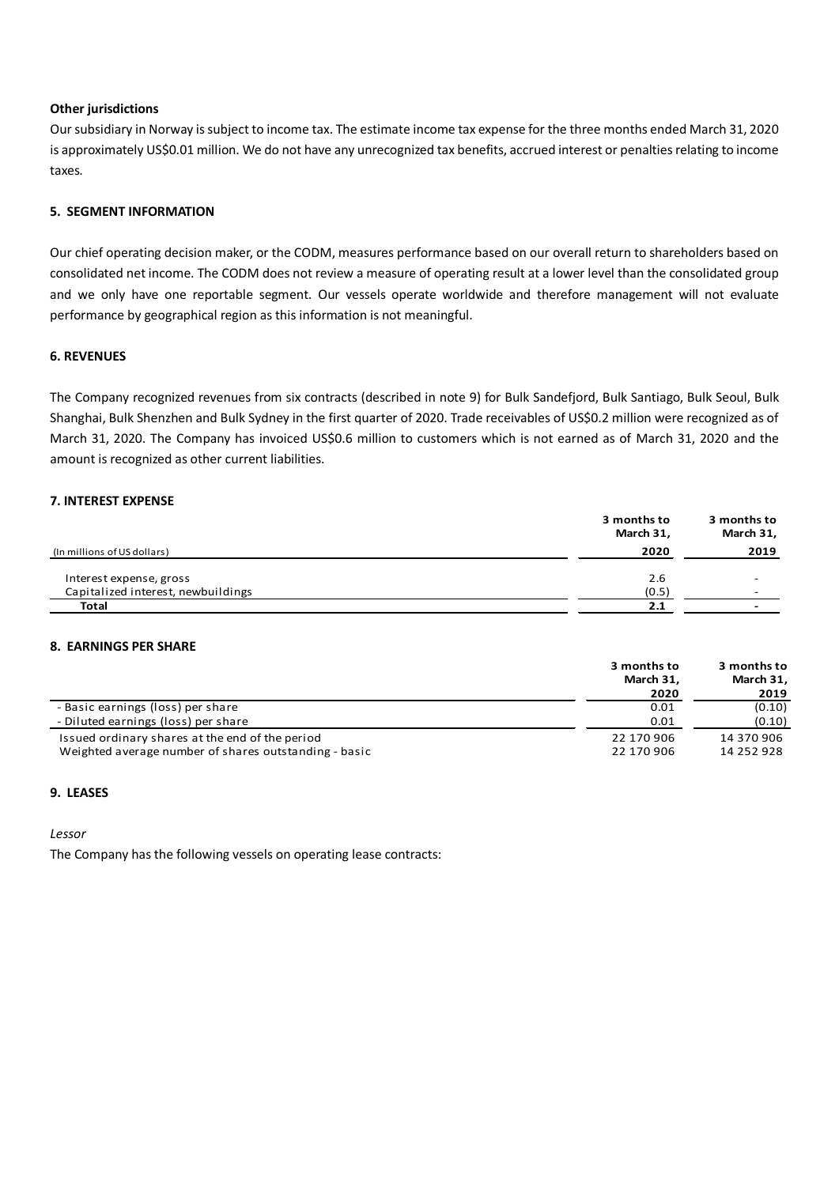**Other jurisdictions**

Our subsidiary in Norway is subject to income tax. The estimate income tax expense for the three months ended March 31, 2020 is approximately US$0.01 million. We do not have any unrecognized tax benefits, accrued interest or penalties relating to income taxes.

## 5. SEGMENT INFORMATION

Our chief operating decision maker, or the CODM, measures performance based on our overall return to shareholders based on consolidated net income. The CODM does not review a measure of operating result at a lower level than the consolidated group and we only have one reportable segment. Our vessels operate worldwide and therefore management will not evaluate performance by geographical region as this information is not meaningful.

## 6. REVENUES

The Company recognized revenues from six contracts (described in note 9) for Bulk Sandefjord, Bulk Santiago, Bulk Seoul, Bulk Shanghai, Bulk Shenzhen and Bulk Sydney in the first quarter of 2020. Trade receivables of US$0.2 million were recognized as of March 31, 2020. The Company has invoiced US$0.6 million to customers which is not earned as of March 31, 2020 and the amount is recognized as other current liabilities.

## 7. INTEREST EXPENSE

| (In millions of US dollars) | 3 months to March 31, 2020 | 3 months to March 31, 2019 |
|---|---|---|
| Interest expense, gross | 2.6 | - |
| Capitalized interest, newbuildings | (0.5) | - |
| **Total** | **2.1** | **-** |

## 8. EARNINGS PER SHARE

| | 3 months to March 31, 2020 | 3 months to March 31, 2019 |
|---|---|---|
| - Basic earnings (loss) per share | 0.01 | (0.10) |
| - Diluted earnings (loss) per share | 0.01 | (0.10) |
| Issued ordinary shares at the end of the period | 22 170 906 | 14 370 906 |
| Weighted average number of shares outstanding - basic | 22 170 906 | 14 252 928 |

## 9. LEASES

*Lessor*

The Company has the following vessels on operating lease contracts: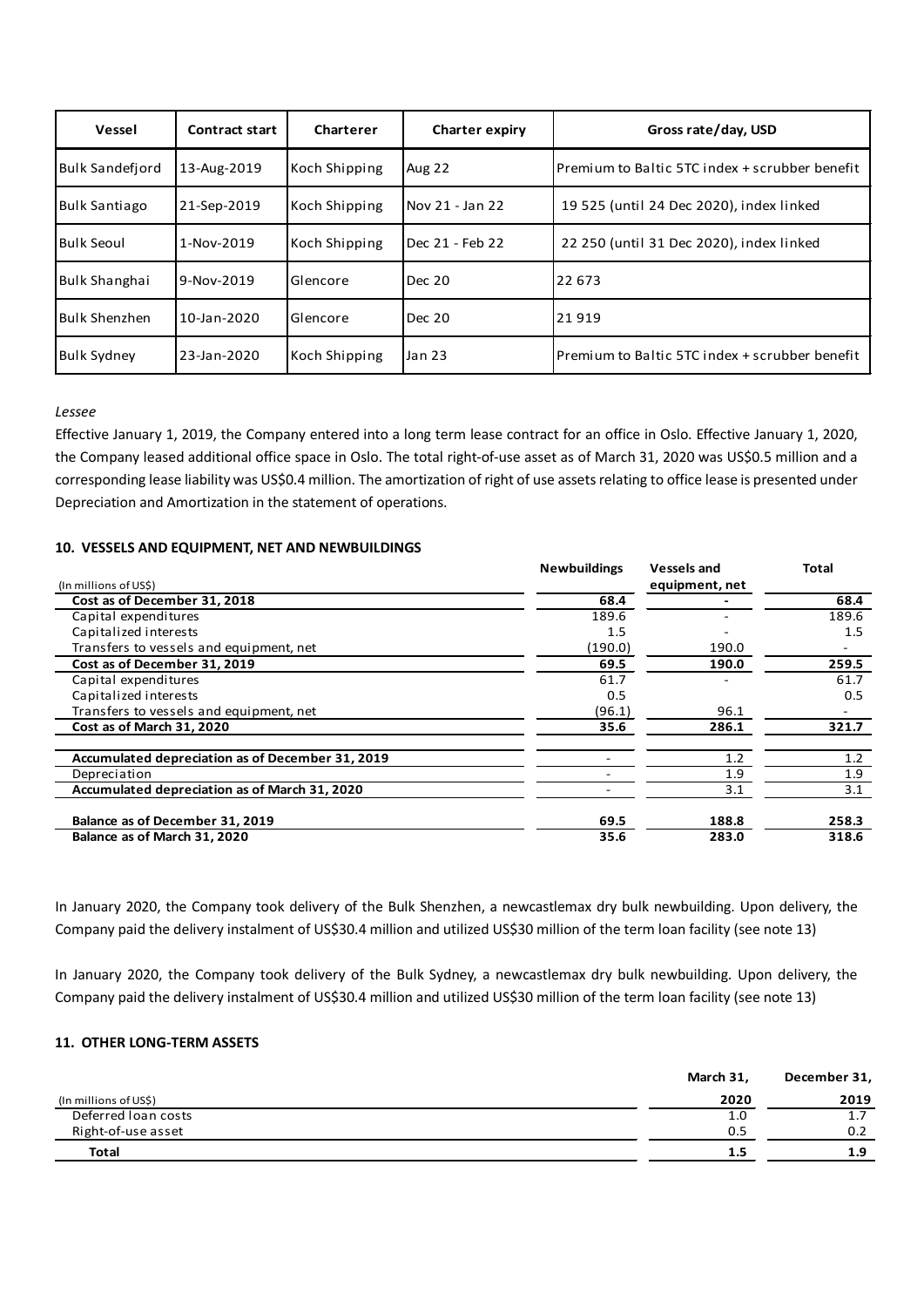| Vessel | Contract start | Charterer | Charter expiry | Gross rate/day, USD |
|---|---|---|---|---|
| Bulk Sandefjord | 13-Aug-2019 | Koch Shipping | Aug 22 | Premium to Baltic 5TC index + scrubber benefit |
| Bulk Santiago | 21-Sep-2019 | Koch Shipping | Nov 21 - Jan 22 | 19 525 (until 24 Dec 2020), index linked |
| Bulk Seoul | 1-Nov-2019 | Koch Shipping | Dec 21 - Feb 22 | 22 250 (until 31 Dec 2020), index linked |
| Bulk Shanghai | 9-Nov-2019 | Glencore | Dec 20 | 22 673 |
| Bulk Shenzhen | 10-Jan-2020 | Glencore | Dec 20 | 21 919 |
| Bulk Sydney | 23-Jan-2020 | Koch Shipping | Jan 23 | Premium to Baltic 5TC index + scrubber benefit |

*Lessee*

Effective January 1, 2019, the Company entered into a long term lease contract for an office in Oslo. Effective January 1, 2020, the Company leased additional office space in Oslo. The total right-of-use asset as of March 31, 2020 was US$0.5 million and a corresponding lease liability was US$0.4 million. The amortization of right of use assets relating to office lease is presented under Depreciation and Amortization in the statement of operations.

### 10. VESSELS AND EQUIPMENT, NET AND NEWBUILDINGS

| (In millions of US$) | Newbuildings | Vessels and equipment, net | Total |
|---|---|---|---|
| **Cost as of December 31, 2018** | **68.4** | **-** | **68.4** |
| Capital expenditures | 189.6 | - | 189.6 |
| Capitalized interests | 1.5 | - | 1.5 |
| Transfers to vessels and equipment, net | (190.0) | 190.0 | - |
| **Cost as of December 31, 2019** | **69.5** | **190.0** | **259.5** |
| Capital expenditures | 61.7 | - | 61.7 |
| Capitalized interests | 0.5 | | 0.5 |
| Transfers to vessels and equipment, net | (96.1) | 96.1 | - |
| **Cost as of March 31, 2020** | **35.6** | **286.1** | **321.7** |
| | | | |
| **Accumulated depreciation as of December 31, 2019** | - | 1.2 | 1.2 |
| Depreciation | - | 1.9 | 1.9 |
| **Accumulated depreciation as of March 31, 2020** | - | 3.1 | 3.1 |
| | | | |
| **Balance as of December 31, 2019** | **69.5** | **188.8** | **258.3** |
| **Balance as of March 31, 2020** | **35.6** | **283.0** | **318.6** |

In January 2020, the Company took delivery of the Bulk Shenzhen, a newcastlemax dry bulk newbuilding. Upon delivery, the Company paid the delivery instalment of US$30.4 million and utilized US$30 million of the term loan facility (see note 13)

In January 2020, the Company took delivery of the Bulk Sydney, a newcastlemax dry bulk newbuilding. Upon delivery, the Company paid the delivery instalment of US$30.4 million and utilized US$30 million of the term loan facility (see note 13)

### 11. OTHER LONG-TERM ASSETS

| (In millions of US$) | March 31, 2020 | December 31, 2019 |
|---|---|---|
| Deferred loan costs | 1.0 | 1.7 |
| Right-of-use asset | 0.5 | 0.2 |
| **Total** | **1.5** | **1.9** |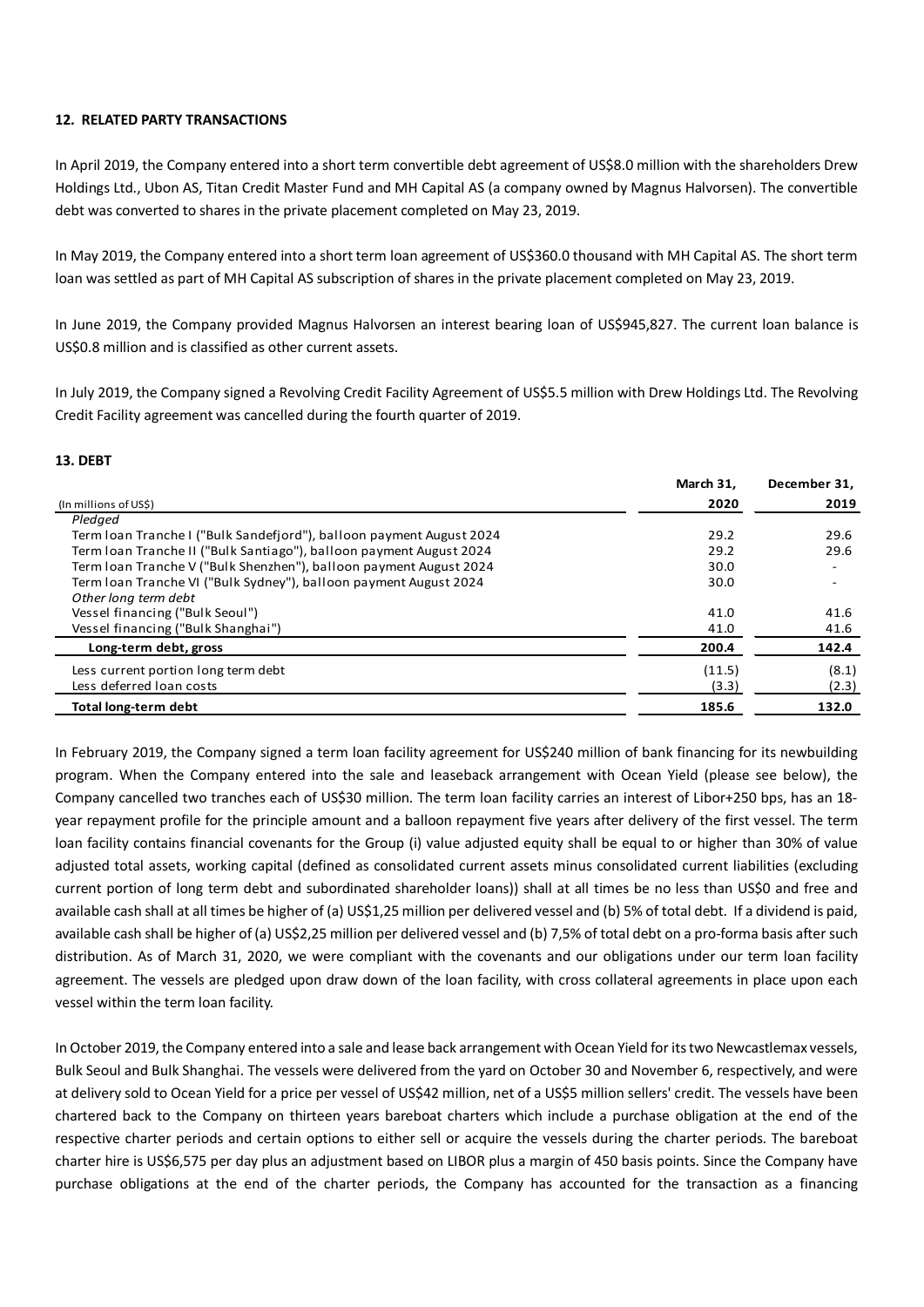**12. RELATED PARTY TRANSACTIONS**

In April 2019, the Company entered into a short term convertible debt agreement of US$8.0 million with the shareholders Drew Holdings Ltd., Ubon AS, Titan Credit Master Fund and MH Capital AS (a company owned by Magnus Halvorsen). The convertible debt was converted to shares in the private placement completed on May 23, 2019.

In May 2019, the Company entered into a short term loan agreement of US$360.0 thousand with MH Capital AS. The short term loan was settled as part of MH Capital AS subscription of shares in the private placement completed on May 23, 2019.

In June 2019, the Company provided Magnus Halvorsen an interest bearing loan of US$945,827. The current loan balance is US$0.8 million and is classified as other current assets.

In July 2019, the Company signed a Revolving Credit Facility Agreement of US$5.5 million with Drew Holdings Ltd. The Revolving Credit Facility agreement was cancelled during the fourth quarter of 2019.

**13. DEBT**

| (In millions of US$) | March 31, 2020 | December 31, 2019 |
|---|---|---|
| *Pledged* | | |
| Term loan Tranche I ("Bulk Sandefjord"), balloon payment August 2024 | 29.2 | 29.6 |
| Term loan Tranche II ("Bulk Santiago"), balloon payment August 2024 | 29.2 | 29.6 |
| Term loan Tranche V ("Bulk Shenzhen"), balloon payment August 2024 | 30.0 | - |
| Term loan Tranche VI ("Bulk Sydney"), balloon payment August 2024 | 30.0 | - |
| *Other long term debt* | | |
| Vessel financing ("Bulk Seoul") | 41.0 | 41.6 |
| Vessel financing ("Bulk Shanghai") | 41.0 | 41.6 |
| **Long-term debt, gross** | **200.4** | **142.4** |
| Less current portion long term debt | (11.5) | (8.1) |
| Less deferred loan costs | (3.3) | (2.3) |
| **Total long-term debt** | **185.6** | **132.0** |

In February 2019, the Company signed a term loan facility agreement for US$240 million of bank financing for its newbuilding program. When the Company entered into the sale and leaseback arrangement with Ocean Yield (please see below), the Company cancelled two tranches each of US$30 million. The term loan facility carries an interest of Libor+250 bps, has an 18-year repayment profile for the principle amount and a balloon repayment five years after delivery of the first vessel. The term loan facility contains financial covenants for the Group (i) value adjusted equity shall be equal to or higher than 30% of value adjusted total assets, working capital (defined as consolidated current assets minus consolidated current liabilities (excluding current portion of long term debt and subordinated shareholder loans)) shall at all times be no less than US$0 and free and available cash shall at all times be higher of (a) US$1,25 million per delivered vessel and (b) 5% of total debt. If a dividend is paid, available cash shall be higher of (a) US$2,25 million per delivered vessel and (b) 7,5% of total debt on a pro-forma basis after such distribution. As of March 31, 2020, we were compliant with the covenants and our obligations under our term loan facility agreement. The vessels are pledged upon draw down of the loan facility, with cross collateral agreements in place upon each vessel within the term loan facility.

In October 2019, the Company entered into a sale and lease back arrangement with Ocean Yield for its two Newcastlemax vessels, Bulk Seoul and Bulk Shanghai. The vessels were delivered from the yard on October 30 and November 6, respectively, and were at delivery sold to Ocean Yield for a price per vessel of US$42 million, net of a US$5 million sellers' credit. The vessels have been chartered back to the Company on thirteen years bareboat charters which include a purchase obligation at the end of the respective charter periods and certain options to either sell or acquire the vessels during the charter periods. The bareboat charter hire is US$6,575 per day plus an adjustment based on LIBOR plus a margin of 450 basis points. Since the Company have purchase obligations at the end of the charter periods, the Company has accounted for the transaction as a financing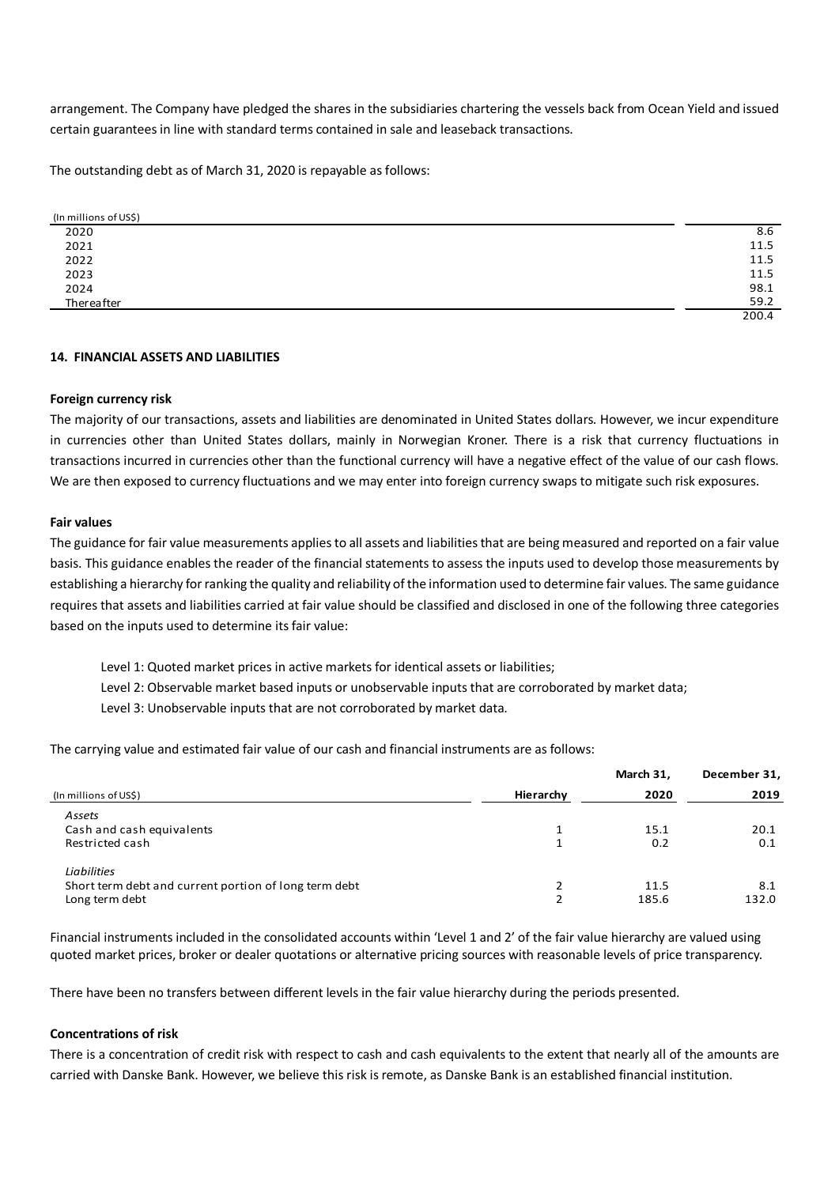arrangement. The Company have pledged the shares in the subsidiaries chartering the vessels back from Ocean Yield and issued certain guarantees in line with standard terms contained in sale and leaseback transactions.

The outstanding debt as of March 31, 2020 is repayable as follows:

| (In millions of US$) | |
|---|---|
| 2020 | 8.6 |
| 2021 | 11.5 |
| 2022 | 11.5 |
| 2023 | 11.5 |
| 2024 | 98.1 |
| Thereafter | 59.2 |
| | 200.4 |

#### 14. FINANCIAL ASSETS AND LIABILITIES

**Foreign currency risk**

The majority of our transactions, assets and liabilities are denominated in United States dollars. However, we incur expenditure in currencies other than United States dollars, mainly in Norwegian Kroner. There is a risk that currency fluctuations in transactions incurred in currencies other than the functional currency will have a negative effect of the value of our cash flows. We are then exposed to currency fluctuations and we may enter into foreign currency swaps to mitigate such risk exposures.

**Fair values**

The guidance for fair value measurements applies to all assets and liabilities that are being measured and reported on a fair value basis. This guidance enables the reader of the financial statements to assess the inputs used to develop those measurements by establishing a hierarchy for ranking the quality and reliability of the information used to determine fair values. The same guidance requires that assets and liabilities carried at fair value should be classified and disclosed in one of the following three categories based on the inputs used to determine its fair value:

Level 1: Quoted market prices in active markets for identical assets or liabilities;

Level 2: Observable market based inputs or unobservable inputs that are corroborated by market data;

Level 3: Unobservable inputs that are not corroborated by market data.

The carrying value and estimated fair value of our cash and financial instruments are as follows:

| (In millions of US$) | Hierarchy | March 31, 2020 | December 31, 2019 |
|---|---|---|---|
| *Assets* | | | |
| Cash and cash equivalents | 1 | 15.1 | 20.1 |
| Restricted cash | 1 | 0.2 | 0.1 |
| *Liabilities* | | | |
| Short term debt and current portion of long term debt | 2 | 11.5 | 8.1 |
| Long term debt | 2 | 185.6 | 132.0 |

Financial instruments included in the consolidated accounts within 'Level 1 and 2' of the fair value hierarchy are valued using quoted market prices, broker or dealer quotations or alternative pricing sources with reasonable levels of price transparency.

There have been no transfers between different levels in the fair value hierarchy during the periods presented.

**Concentrations of risk**

There is a concentration of credit risk with respect to cash and cash equivalents to the extent that nearly all of the amounts are carried with Danske Bank. However, we believe this risk is remote, as Danske Bank is an established financial institution.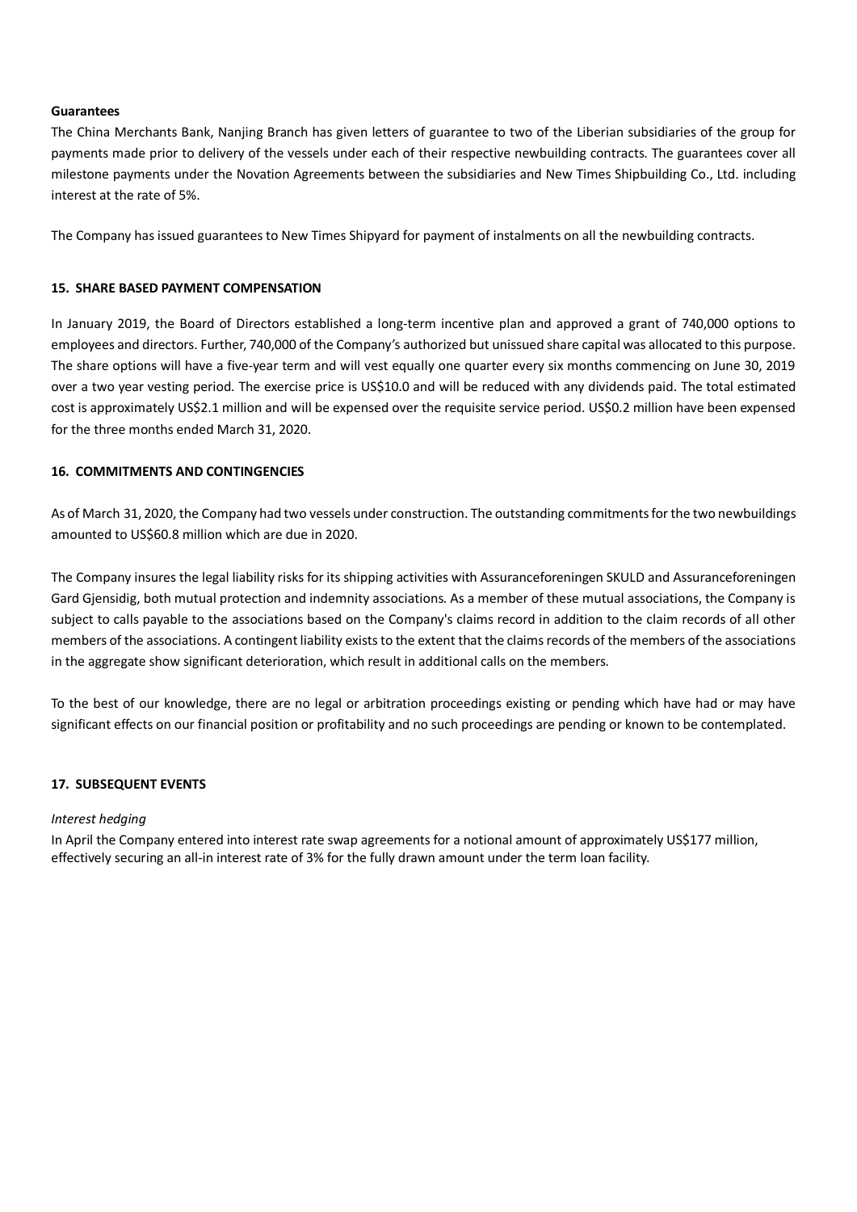**Guarantees**

The China Merchants Bank, Nanjing Branch has given letters of guarantee to two of the Liberian subsidiaries of the group for payments made prior to delivery of the vessels under each of their respective newbuilding contracts. The guarantees cover all milestone payments under the Novation Agreements between the subsidiaries and New Times Shipbuilding Co., Ltd. including interest at the rate of 5%.

The Company has issued guarantees to New Times Shipyard for payment of instalments on all the newbuilding contracts.

## 15. SHARE BASED PAYMENT COMPENSATION

In January 2019, the Board of Directors established a long-term incentive plan and approved a grant of 740,000 options to employees and directors. Further, 740,000 of the Company's authorized but unissued share capital was allocated to this purpose. The share options will have a five-year term and will vest equally one quarter every six months commencing on June 30, 2019 over a two year vesting period. The exercise price is US$10.0 and will be reduced with any dividends paid. The total estimated cost is approximately US$2.1 million and will be expensed over the requisite service period. US$0.2 million have been expensed for the three months ended March 31, 2020.

## 16. COMMITMENTS AND CONTINGENCIES

As of March 31, 2020, the Company had two vessels under construction. The outstanding commitments for the two newbuildings amounted to US$60.8 million which are due in 2020.

The Company insures the legal liability risks for its shipping activities with Assuranceforeningen SKULD and Assuranceforeningen Gard Gjensidig, both mutual protection and indemnity associations. As a member of these mutual associations, the Company is subject to calls payable to the associations based on the Company's claims record in addition to the claim records of all other members of the associations. A contingent liability exists to the extent that the claims records of the members of the associations in the aggregate show significant deterioration, which result in additional calls on the members.

To the best of our knowledge, there are no legal or arbitration proceedings existing or pending which have had or may have significant effects on our financial position or profitability and no such proceedings are pending or known to be contemplated.

## 17. SUBSEQUENT EVENTS

*Interest hedging*

In April the Company entered into interest rate swap agreements for a notional amount of approximately US$177 million, effectively securing an all-in interest rate of 3% for the fully drawn amount under the term loan facility.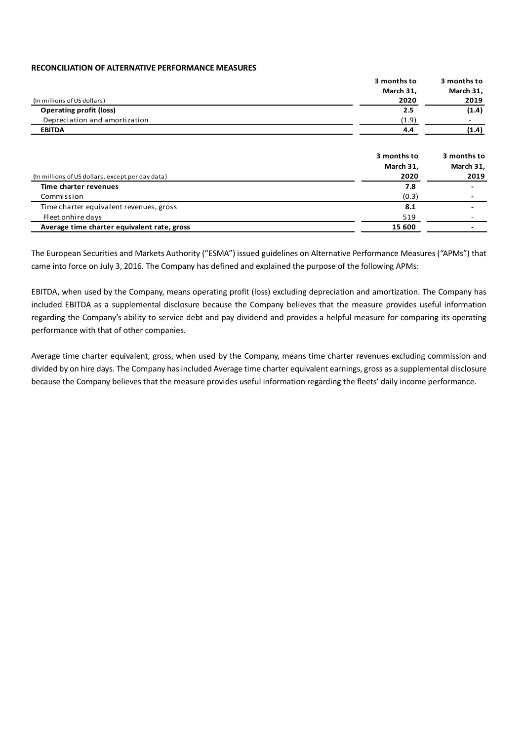**RECONCILIATION OF ALTERNATIVE PERFORMANCE MEASURES**

| (In millions of US dollars) | 3 months to March 31, 2020 | 3 months to March 31, 2019 |
|---|---|---|
| **Operating profit (loss)** | **2.5** | **(1.4)** |
| Depreciation and amortization | (1.9) | - |
| **EBITDA** | **4.4** | **(1.4)** |

| (In millions of US dollars, except per day data) | 3 months to March 31, 2020 | 3 months to March 31, 2019 |
|---|---|---|
| **Time charter revenues** | **7.8** | **-** |
| Commission | (0.3) | - |
| Time charter equivalent revenues, gross | **8.1** | **-** |
| Fleet onhire days | 519 | - |
| **Average time charter equivalent rate, gross** | **15 600** | **-** |

The European Securities and Markets Authority ("ESMA") issued guidelines on Alternative Performance Measures ("APMs") that came into force on July 3, 2016. The Company has defined and explained the purpose of the following APMs:

EBITDA, when used by the Company, means operating profit (loss) excluding depreciation and amortization. The Company has included EBITDA as a supplemental disclosure because the Company believes that the measure provides useful information regarding the Company's ability to service debt and pay dividend and provides a helpful measure for comparing its operating performance with that of other companies.

Average time charter equivalent, gross, when used by the Company, means time charter revenues excluding commission and divided by on hire days. The Company has included Average time charter equivalent earnings, gross as a supplemental disclosure because the Company believes that the measure provides useful information regarding the fleets' daily income performance.